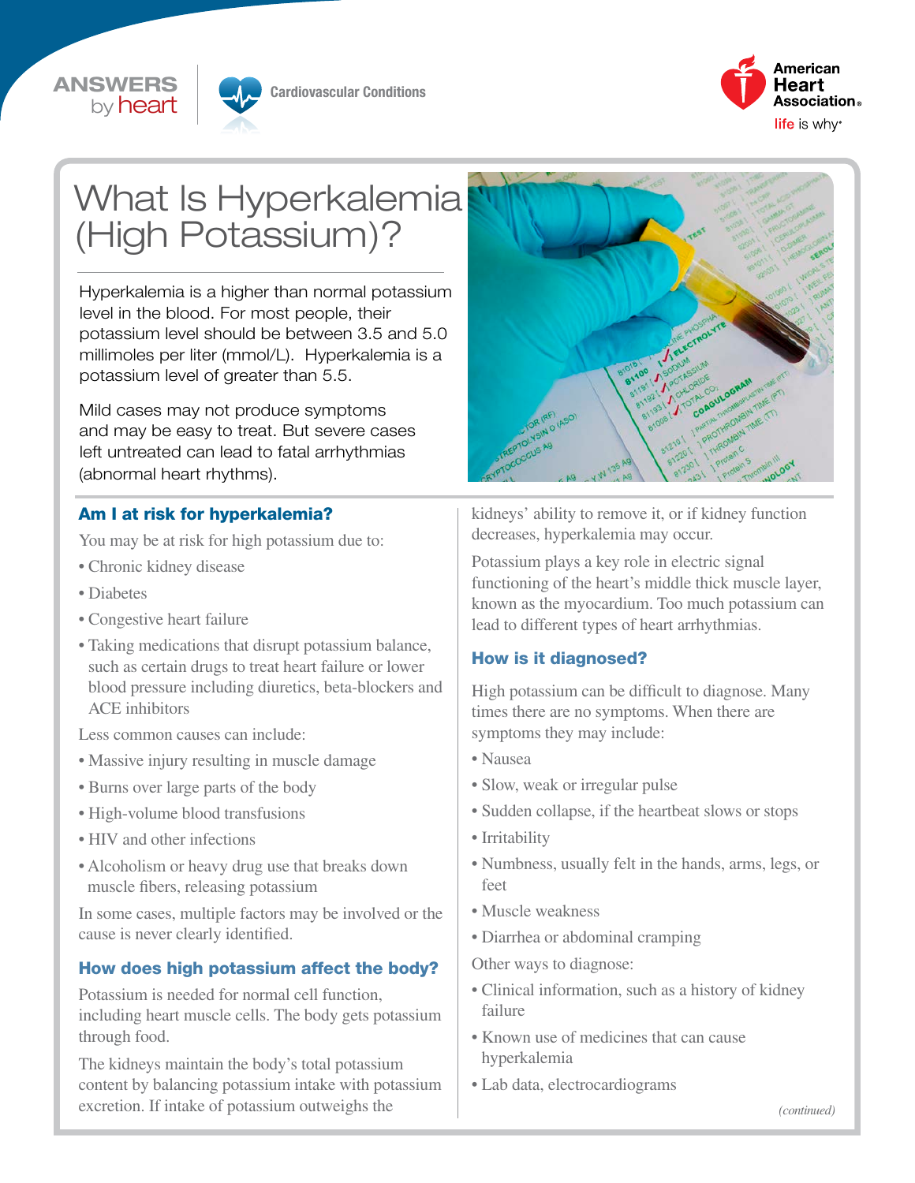ANSWERS by heart

Cardiovascular Conditions

# What Is Hyperkalemia (High Potassium)?

Hyperkalemia is a higher than normal potassium level in the blood. For most people, their potassium level should be between 3.5 and 5.0 millimoles per liter (mmol/L). Hyperkalemia is a potassium level of greater than 5.5.

Mild cases may not produce symptoms and may be easy to treat. But severe cases left untreated can lead to fatal arrhythmias (abnormal heart rhythms).

## Am I at risk for hyperkalemia?

You may be at risk for high potassium due to:

- Chronic kidney disease
- Diabetes
- Congestive heart failure
- Taking medications that disrupt potassium balance, such as certain drugs to treat heart failure or lower blood pressure including diuretics, beta-blockers and ACE inhibitors

Less common causes can include:

- Massive injury resulting in muscle damage
- Burns over large parts of the body
- High-volume blood transfusions
- HIV and other infections
- Alcoholism or heavy drug use that breaks down muscle fibers, releasing potassium

In some cases, multiple factors may be involved or the cause is never clearly identified.

## How does high potassium affect the body?

Potassium is needed for normal cell function, including heart muscle cells. The body gets potassium through food.

The kidneys maintain the body's total potassium content by balancing potassium intake with potassium excretion. If intake of potassium outweighs the kidneys' ability to remove it, or if kidney function decreases, hyperkalemia may occur.

Potassium plays a key role in electric signal functioning of the heart's middle thick muscle layer, known as the myocardium. Too much potassium can lead to different types of heart arrhythmias.

## How is it diagnosed?

High potassium can be difficult to diagnose. Many times there are no symptoms. When there are symptoms they may include:

- Nausea
- Slow, weak or irregular pulse
- Sudden collapse, if the heartbeat slows or stops
- Irritability
- Numbness, usually felt in the hands, arms, legs, or feet
- Muscle weakness
- Diarrhea or abdominal cramping

Other ways to diagnose:

- Clinical information, such as a history of kidney failure
- Known use of medicines that can cause hyperkalemia
- Lab data, electrocardiograms

*(continued)*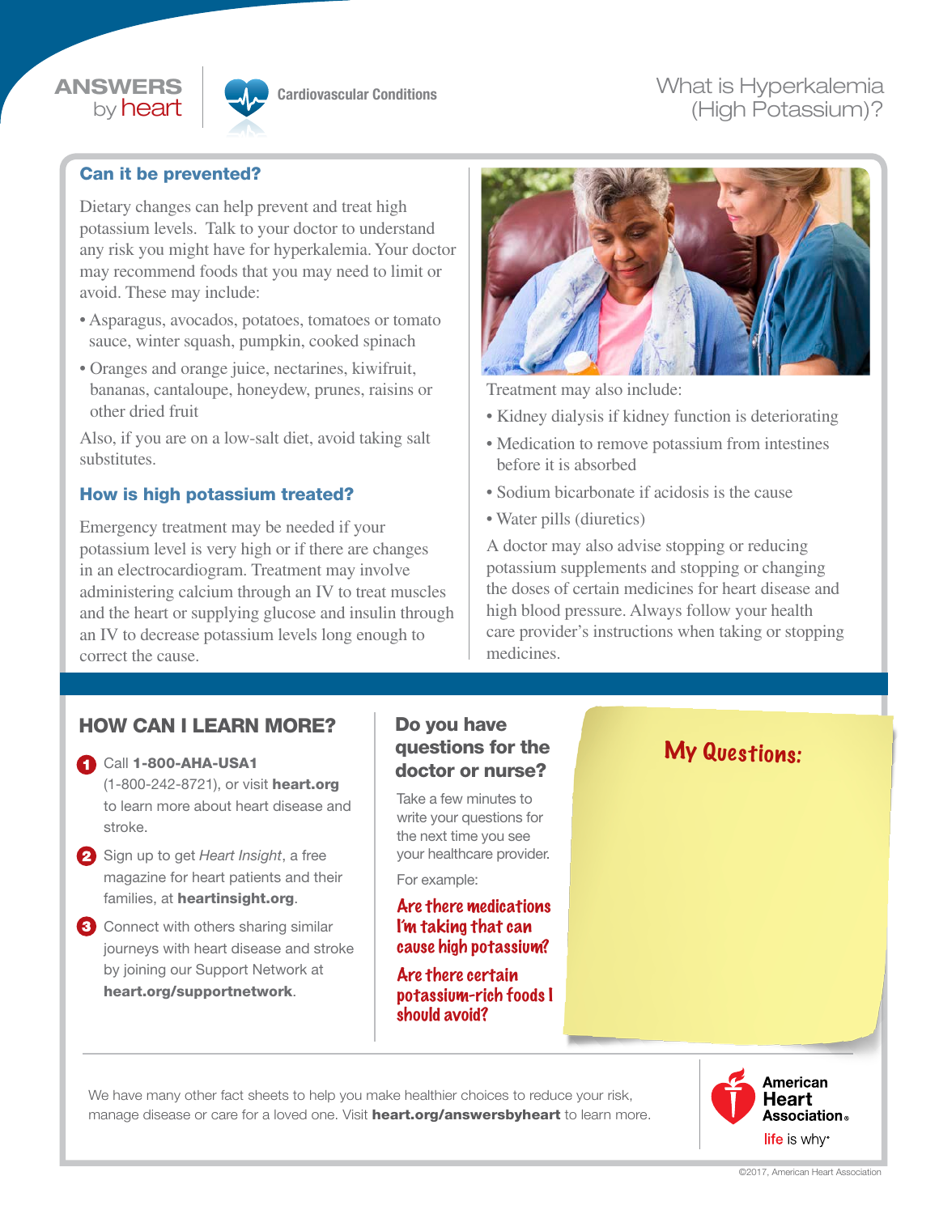ANSWERS by heart

Cardiovascular Conditions

# What is Hyperkalemia (High Potassium)?

## Can it be prevented?

Dietary changes can help prevent and treat high potassium levels. Talk to your doctor to understand any risk you might have for hyperkalemia. Your doctor may recommend foods that you may need to limit or avoid. These may include:

- Asparagus, avocados, potatoes, tomatoes or tomato sauce, winter squash, pumpkin, cooked spinach
- Oranges and orange juice, nectarines, kiwifruit, bananas, cantaloupe, honeydew, prunes, raisins or other dried fruit

Also, if you are on a low-salt diet, avoid taking salt substitutes.

## How is high potassium treated?

Emergency treatment may be needed if your potassium level is very high or if there are changes in an electrocardiogram. Treatment may involve administering calcium through an IV to treat muscles and the heart or supplying glucose and insulin through an IV to decrease potassium levels long enough to correct the cause.

Treatment may also include:

- Kidney dialysis if kidney function is deteriorating
- Medication to remove potassium from intestines before it is absorbed
- Sodium bicarbonate if acidosis is the cause
- Water pills (diuretics)

A doctor may also advise stopping or reducing potassium supplements and stopping or changing the doses of certain medicines for heart disease and high blood pressure. Always follow your health care provider's instructions when taking or stopping medicines.

## HOW CAN I LEARN MORE?

1. Call **1-800-AHA-USA1** (1-800-242-8721), or visit **heart.org** to learn more about heart disease and stroke.
2. Sign up to get *Heart Insight*, a free magazine for heart patients and their families, at **heartinsight.org**.
3. Connect with others sharing similar journeys with heart disease and stroke by joining our Support Network at **heart.org/supportnetwork**.

## Do you have questions for the doctor or nurse?

Take a few minutes to write your questions for the next time you see your healthcare provider.

For example:

Are there medications I'm taking that can cause high potassium?

Are there certain potassium-rich foods I should avoid?

**My Questions:**

We have many other fact sheets to help you make healthier choices to reduce your risk, manage disease or care for a loved one. Visit **heart.org/answersbyheart** to learn more.

American Heart Association® life is why™

©2017, American Heart Association